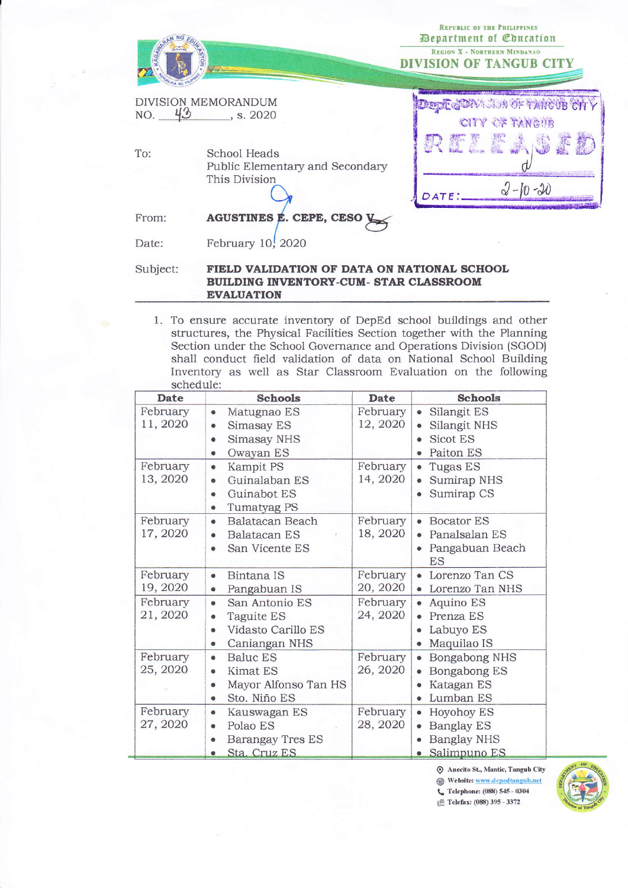Republic of the Philippines
Department of Education
Region X - Northern Mindanao
DIVISION OF TANGUB CITY

DepEd DIVISION OF TANGUB CITY
CITY OF TANGUB
RELEASED
DATE: 2-10-20

DIVISION MEMORANDUM
NO. 43, s. 2020

To: School Heads
Public Elementary and Secondary
This Division

From: **AGUSTINES E. CEPE, CESO V**

Date: February 10, 2020

Subject: **FIELD VALIDATION OF DATA ON NATIONAL SCHOOL BUILDING INVENTORY-CUM- STAR CLASSROOM EVALUATION**

1. To ensure accurate inventory of DepEd school buildings and other structures, the Physical Facilities Section together with the Planning Section under the School Governance and Operations Division (SGOD) shall conduct field validation of data on National School Building Inventory as well as Star Classroom Evaluation on the following schedule:

| Date | Schools | Date | Schools |
|---|---|---|---|
| February 11, 2020 | • Matugnao ES<br>• Simasay ES<br>• Simasay NHS<br>• Owayan ES | February 12, 2020 | • Silangit ES<br>• Silangit NHS<br>• Sicot ES<br>• Paiton ES |
| February 13, 2020 | • Kampit PS<br>• Guinalaban ES<br>• Guinabot ES<br>• Tumatyag PS | February 14, 2020 | • Tugas ES<br>• Sumirap NHS<br>• Sumirap CS |
| February 17, 2020 | • Balatacan Beach<br>• Balatacan ES<br>• San Vicente ES | February 18, 2020 | • Bocator ES<br>• Panalsalan ES<br>• Pangabuan Beach ES |
| February 19, 2020 | • Bintana IS<br>• Pangabuan IS | February 20, 2020 | • Lorenzo Tan CS<br>• Lorenzo Tan NHS |
| February 21, 2020 | • San Antonio ES<br>• Taguite ES<br>• Vidasto Carillo ES<br>• Caniangan NHS | February 24, 2020 | • Aquino ES<br>• Prenza ES<br>• Labuyo ES<br>• Maquilao IS |
| February 25, 2020 | • Baluc ES<br>• Kimat ES<br>• Mayor Alfonso Tan HS<br>• Sto. Niño ES | February 26, 2020 | • Bongabong NHS<br>• Bongabong ES<br>• Katagan ES<br>• Lumban ES |
| February 27, 2020 | • Kauswagan ES<br>• Polao ES<br>• Barangay Tres ES<br>• Sta. Cruz ES | February 28, 2020 | • Hoyohoy ES<br>• Banglay ES<br>• Banglay NHS<br>• Salimpuno ES |

Anecito St., Mantic, Tangub City
Website: www.depedtangub.net
Telephone: (088) 545 - 0304
Telefax: (088) 395 - 3372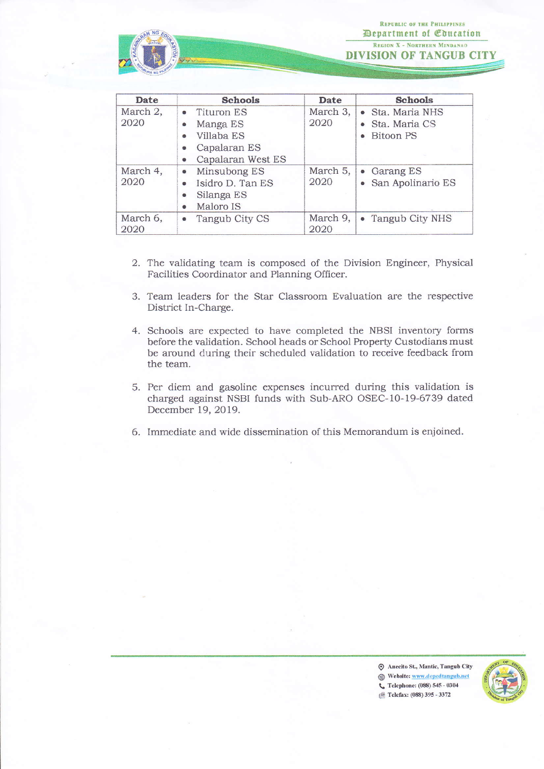| Date | Schools | Date | Schools |
|---|---|---|---|
| March 2, 2020 | • Tituron ES<br>• Manga ES<br>• Villaba ES<br>• Capalaran ES<br>• Capalaran West ES | March 3, 2020 | • Sta. Maria NHS<br>• Sta. Maria CS<br>• Bitoon PS |
| March 4, 2020 | • Minsubong ES<br>• Isidro D. Tan ES<br>• Silanga ES<br>• Maloro IS | March 5, 2020 | • Garang ES<br>• San Apolinario ES |
| March 6, 2020 | • Tangub City CS | March 9, 2020 | • Tangub City NHS |

2. The validating team is composed of the Division Engineer, Physical Facilities Coordinator and Planning Officer.

3. Team leaders for the Star Classroom Evaluation are the respective District In-Charge.

4. Schools are expected to have completed the NBSI inventory forms before the validation. School heads or School Property Custodians must be around during their scheduled validation to receive feedback from the team.

5. Per diem and gasoline expenses incurred during this validation is charged against NSBI funds with Sub-ARO OSEC-10-19-6739 dated December 19, 2019.

6. Immediate and wide dissemination of this Memorandum is enjoined.